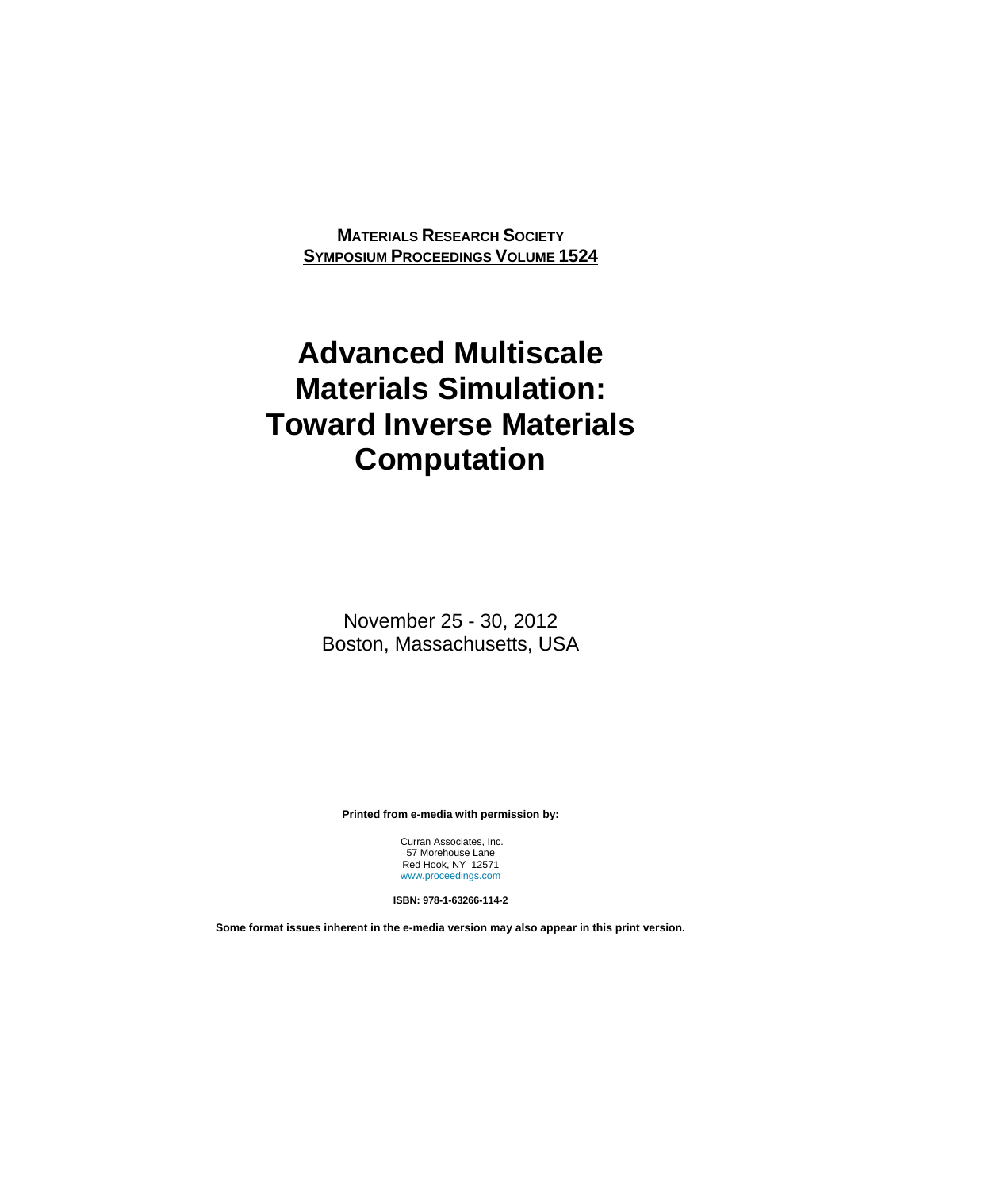**MATERIALS RESEARCH SOCIETY**
**SYMPOSIUM PROCEEDINGS VOLUME 1524**

# Advanced Multiscale Materials Simulation: Toward Inverse Materials Computation

November 25 - 30, 2012
Boston, Massachusetts, USA

**Printed from e-media with permission by:**

Curran Associates, Inc.
57 Morehouse Lane
Red Hook, NY 12571
www.proceedings.com

**ISBN: 978-1-63266-114-2**

**Some format issues inherent in the e-media version may also appear in this print version.**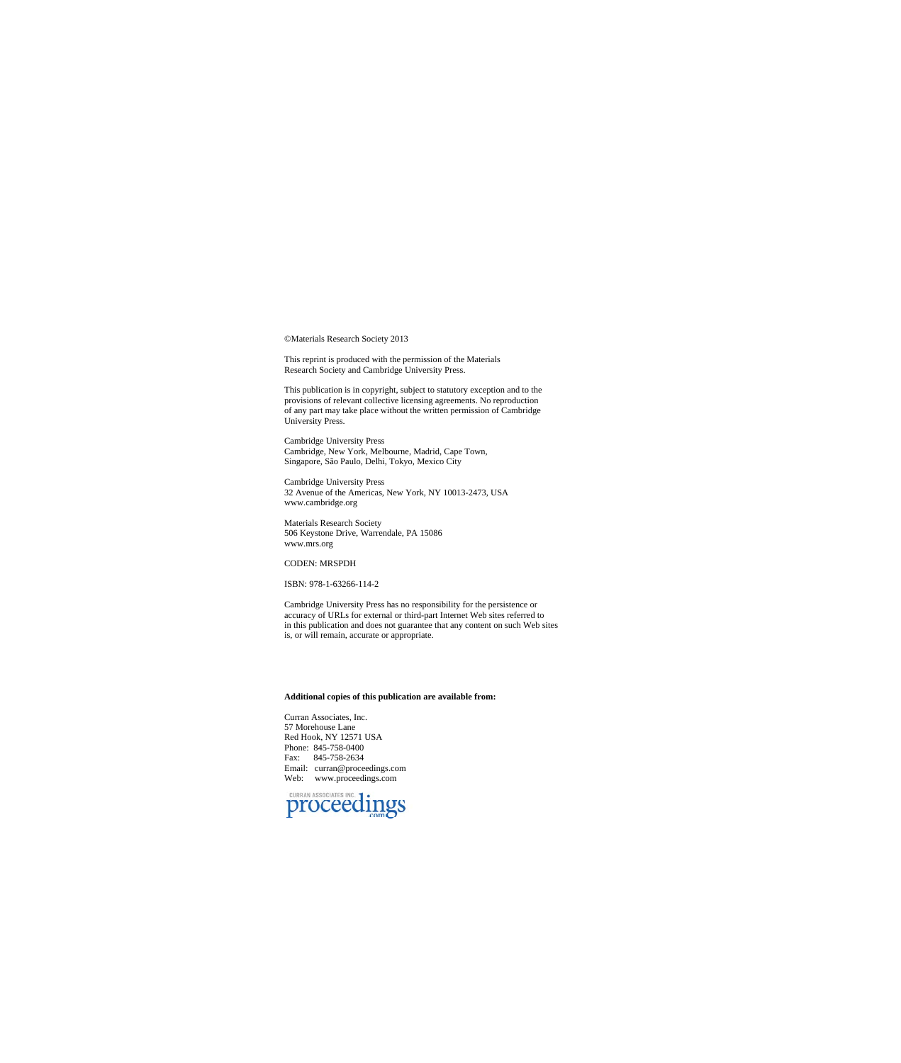©Materials Research Society 2013

This reprint is produced with the permission of the Materials Research Society and Cambridge University Press.

This publication is in copyright, subject to statutory exception and to the provisions of relevant collective licensing agreements. No reproduction of any part may take place without the written permission of Cambridge University Press.

Cambridge University Press
Cambridge, New York, Melbourne, Madrid, Cape Town,
Singapore, São Paulo, Delhi, Tokyo, Mexico City

Cambridge University Press
32 Avenue of the Americas, New York, NY 10013-2473, USA
www.cambridge.org

Materials Research Society
506 Keystone Drive, Warrendale, PA 15086
www.mrs.org

CODEN: MRSPDH

ISBN: 978-1-63266-114-2

Cambridge University Press has no responsibility for the persistence or accuracy of URLs for external or third-part Internet Web sites referred to in this publication and does not guarantee that any content on such Web sites is, or will remain, accurate or appropriate.

**Additional copies of this publication are available from:**

Curran Associates, Inc.
57 Morehouse Lane
Red Hook, NY 12571 USA
Phone: 845-758-0400
Fax: 845-758-2634
Email: curran@proceedings.com
Web: www.proceedings.com

CURRAN ASSOCIATES INC. proceedings.com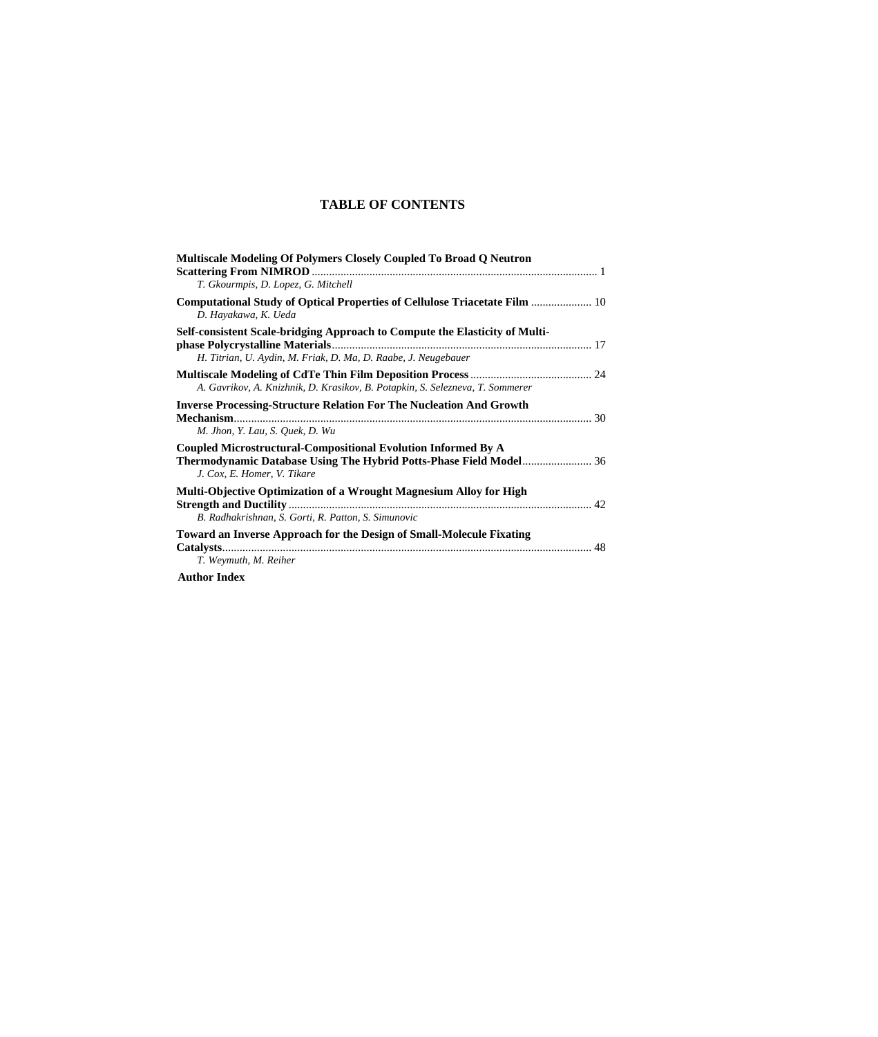# TABLE OF CONTENTS

**Multiscale Modeling Of Polymers Closely Coupled To Broad Q Neutron Scattering From NIMROD** ........ 1
*T. Gkourmpis, D. Lopez, G. Mitchell*

**Computational Study of Optical Properties of Cellulose Triacetate Film** ........ 10
*D. Hayakawa, K. Ueda*

**Self-consistent Scale-bridging Approach to Compute the Elasticity of Multi-phase Polycrystalline Materials** ........ 17
*H. Titrian, U. Aydin, M. Friak, D. Ma, D. Raabe, J. Neugebauer*

**Multiscale Modeling of CdTe Thin Film Deposition Process** ........ 24
*A. Gavrikov, A. Knizhnik, D. Krasikov, B. Potapkin, S. Selezneva, T. Sommerer*

**Inverse Processing-Structure Relation For The Nucleation And Growth Mechanism** ........ 30
*M. Jhon, Y. Lau, S. Quek, D. Wu*

**Coupled Microstructural-Compositional Evolution Informed By A Thermodynamic Database Using The Hybrid Potts-Phase Field Model** ........ 36
*J. Cox, E. Homer, V. Tikare*

**Multi-Objective Optimization of a Wrought Magnesium Alloy for High Strength and Ductility** ........ 42
*B. Radhakrishnan, S. Gorti, R. Patton, S. Simunovic*

**Toward an Inverse Approach for the Design of Small-Molecule Fixating Catalysts** ........ 48
*T. Weymuth, M. Reiher*

**Author Index**